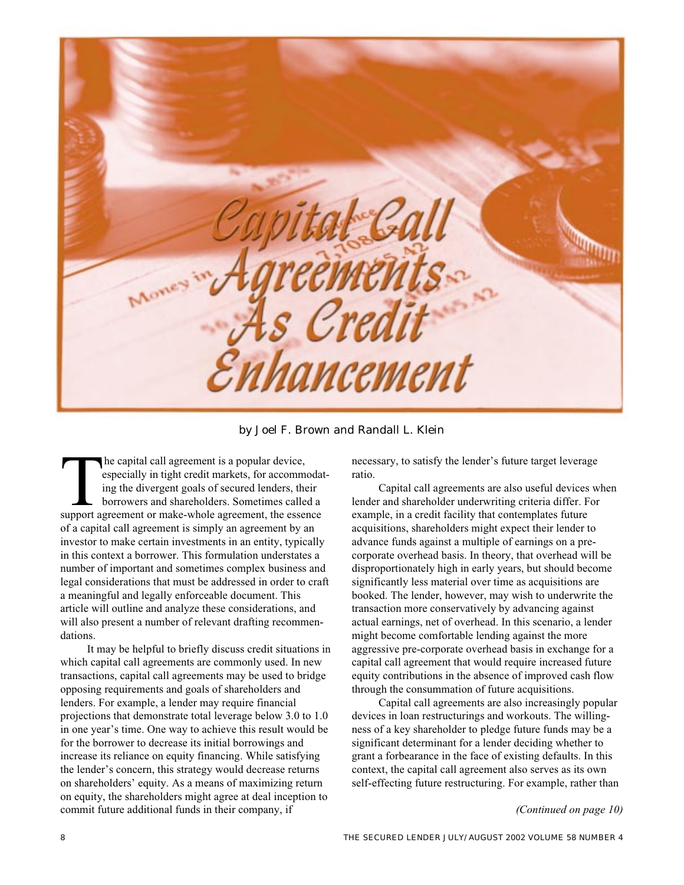# Capital Call Agreements As Credit Enhancement

by Joel F. Brown and Randall L. Klein

The capital call agreement is a popular device, especially in tight credit markets, for accommodating the divergent goals of secured lenders, their borrowers and shareholders. Sometimes called a support agreement or make-whole agreement, the essence of a capital call agreement is simply an agreement by an investor to make certain investments in an entity, typically in this context a borrower. This formulation understates a number of important and sometimes complex business and legal considerations that must be addressed in order to craft a meaningful and legally enforceable document. This article will outline and analyze these considerations, and will also present a number of relevant drafting recommendations.

It may be helpful to briefly discuss credit situations in which capital call agreements are commonly used. In new transactions, capital call agreements may be used to bridge opposing requirements and goals of shareholders and lenders. For example, a lender may require financial projections that demonstrate total leverage below 3.0 to 1.0 in one year's time. One way to achieve this result would be for the borrower to decrease its initial borrowings and increase its reliance on equity financing. While satisfying the lender's concern, this strategy would decrease returns on shareholders' equity. As a means of maximizing return on equity, the shareholders might agree at deal inception to commit future additional funds in their company, if necessary, to satisfy the lender's future target leverage ratio.

Capital call agreements are also useful devices when lender and shareholder underwriting criteria differ. For example, in a credit facility that contemplates future acquisitions, shareholders might expect their lender to advance funds against a multiple of earnings on a pre-corporate overhead basis. In theory, that overhead will be disproportionately high in early years, but should become significantly less material over time as acquisitions are booked. The lender, however, may wish to underwrite the transaction more conservatively by advancing against actual earnings, net of overhead. In this scenario, a lender might become comfortable lending against the more aggressive pre-corporate overhead basis in exchange for a capital call agreement that would require increased future equity contributions in the absence of improved cash flow through the consummation of future acquisitions.

Capital call agreements are also increasingly popular devices in loan restructurings and workouts. The willingness of a key shareholder to pledge future funds may be a significant determinant for a lender deciding whether to grant a forbearance in the face of existing defaults. In this context, the capital call agreement also serves as its own self-effecting future restructuring. For example, rather than

*(Continued on page 10)*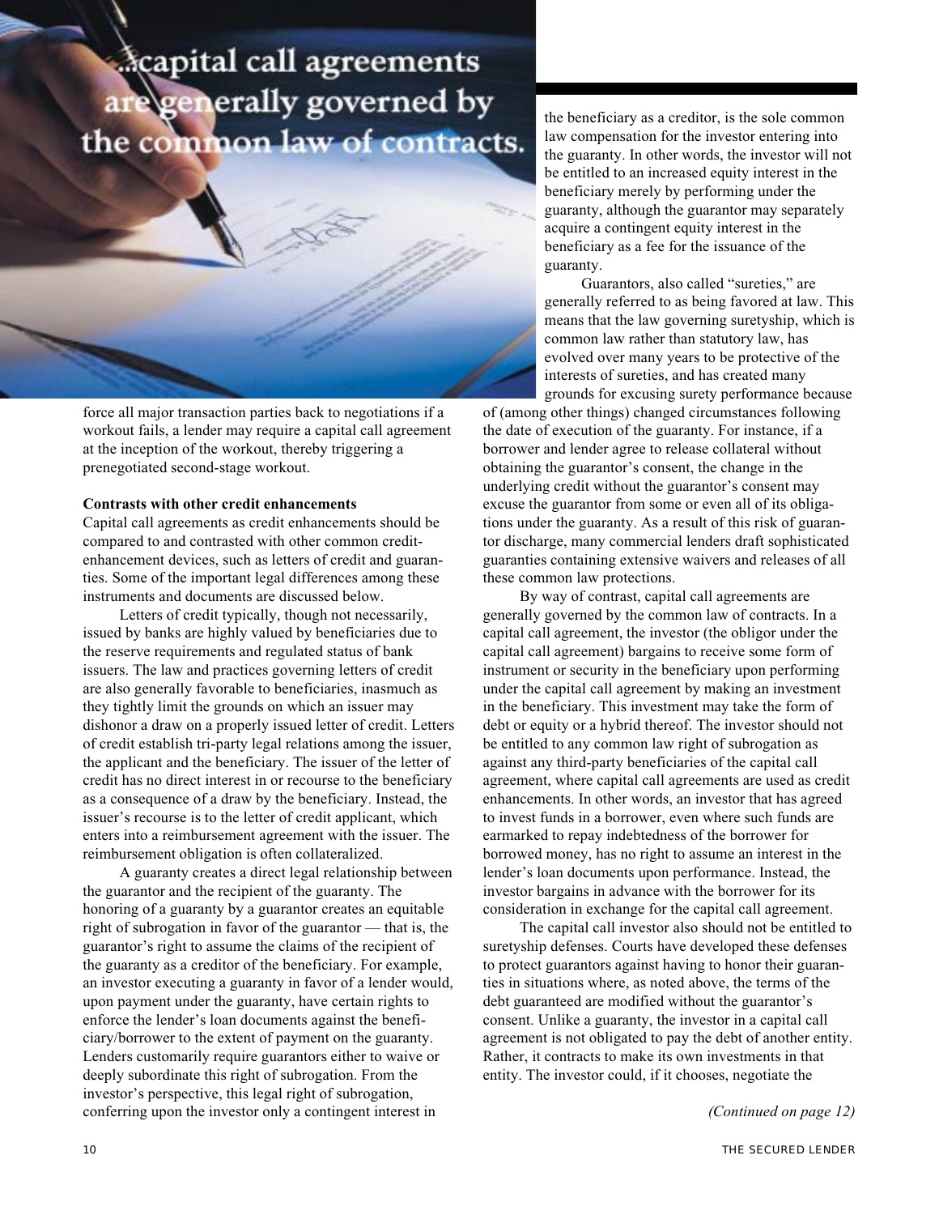...capital call agreements are generally governed by the common law of contracts.

force all major transaction parties back to negotiations if a workout fails, a lender may require a capital call agreement at the inception of the workout, thereby triggering a prenegotiated second-stage workout.

**Contrasts with other credit enhancements**

Capital call agreements as credit enhancements should be compared to and contrasted with other common credit-enhancement devices, such as letters of credit and guaranties. Some of the important legal differences among these instruments and documents are discussed below.

Letters of credit typically, though not necessarily, issued by banks are highly valued by beneficiaries due to the reserve requirements and regulated status of bank issuers. The law and practices governing letters of credit are also generally favorable to beneficiaries, inasmuch as they tightly limit the grounds on which an issuer may dishonor a draw on a properly issued letter of credit. Letters of credit establish tri-party legal relations among the issuer, the applicant and the beneficiary. The issuer of the letter of credit has no direct interest in or recourse to the beneficiary as a consequence of a draw by the beneficiary. Instead, the issuer's recourse is to the letter of credit applicant, which enters into a reimbursement agreement with the issuer. The reimbursement obligation is often collateralized.

A guaranty creates a direct legal relationship between the guarantor and the recipient of the guaranty. The honoring of a guaranty by a guarantor creates an equitable right of subrogation in favor of the guarantor — that is, the guarantor's right to assume the claims of the recipient of the guaranty as a creditor of the beneficiary. For example, an investor executing a guaranty in favor of a lender would, upon payment under the guaranty, have certain rights to enforce the lender's loan documents against the beneficiary/borrower to the extent of payment on the guaranty. Lenders customarily require guarantors either to waive or deeply subordinate this right of subrogation. From the investor's perspective, this legal right of subrogation, conferring upon the investor only a contingent interest in the beneficiary as a creditor, is the sole common law compensation for the investor entering into the guaranty. In other words, the investor will not be entitled to an increased equity interest in the beneficiary merely by performing under the guaranty, although the guarantor may separately acquire a contingent equity interest in the beneficiary as a fee for the issuance of the guaranty.

Guarantors, also called "sureties," are generally referred to as being favored at law. This means that the law governing suretyship, which is common law rather than statutory law, has evolved over many years to be protective of the interests of sureties, and has created many grounds for excusing surety performance because of (among other things) changed circumstances following the date of execution of the guaranty. For instance, if a borrower and lender agree to release collateral without obtaining the guarantor's consent, the change in the underlying credit without the guarantor's consent may excuse the guarantor from some or even all of its obligations under the guaranty. As a result of this risk of guarantor discharge, many commercial lenders draft sophisticated guaranties containing extensive waivers and releases of all these common law protections.

By way of contrast, capital call agreements are generally governed by the common law of contracts. In a capital call agreement, the investor (the obligor under the capital call agreement) bargains to receive some form of instrument or security in the beneficiary upon performing under the capital call agreement by making an investment in the beneficiary. This investment may take the form of debt or equity or a hybrid thereof. The investor should not be entitled to any common law right of subrogation as against any third-party beneficiaries of the capital call agreement, where capital call agreements are used as credit enhancements. In other words, an investor that has agreed to invest funds in a borrower, even where such funds are earmarked to repay indebtedness of the borrower for borrowed money, has no right to assume an interest in the lender's loan documents upon performance. Instead, the investor bargains in advance with the borrower for its consideration in exchange for the capital call agreement.

The capital call investor also should not be entitled to suretyship defenses. Courts have developed these defenses to protect guarantors against having to honor their guaranties in situations where, as noted above, the terms of the debt guaranteed are modified without the guarantor's consent. Unlike a guaranty, the investor in a capital call agreement is not obligated to pay the debt of another entity. Rather, it contracts to make its own investments in that entity. The investor could, if it chooses, negotiate the

*(Continued on page 12)*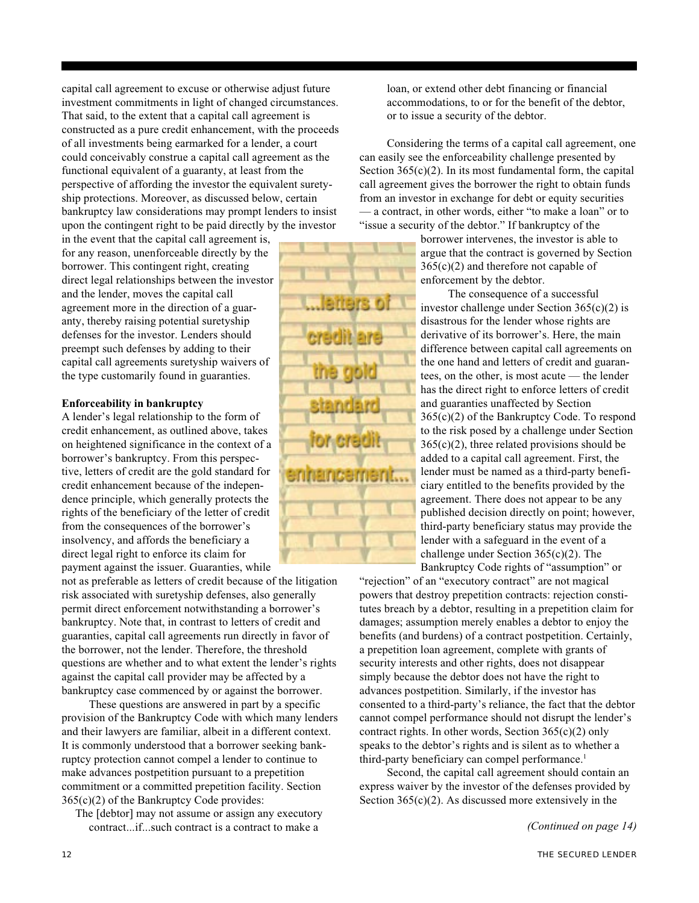capital call agreement to excuse or otherwise adjust future investment commitments in light of changed circumstances. That said, to the extent that a capital call agreement is constructed as a pure credit enhancement, with the proceeds of all investments being earmarked for a lender, a court could conceivably construe a capital call agreement as the functional equivalent of a guaranty, at least from the perspective of affording the investor the equivalent suretyship protections. Moreover, as discussed below, certain bankruptcy law considerations may prompt lenders to insist upon the contingent right to be paid directly by the investor in the event that the capital call agreement is, for any reason, unenforceable directly by the borrower. This contingent right, creating direct legal relationships between the investor and the lender, moves the capital call agreement more in the direction of a guaranty, thereby raising potential suretyship defenses for the investor. Lenders should preempt such defenses by adding to their capital call agreements suretyship waivers of the type customarily found in guaranties.

**Enforceability in bankruptcy**

A lender's legal relationship to the form of credit enhancement, as outlined above, takes on heightened significance in the context of a borrower's bankruptcy. From this perspective, letters of credit are the gold standard for credit enhancement because of the independence principle, which generally protects the rights of the beneficiary of the letter of credit from the consequences of the borrower's insolvency, and affords the beneficiary a direct legal right to enforce its claim for payment against the issuer. Guaranties, while not as preferable as letters of credit because of the litigation risk associated with suretyship defenses, also generally permit direct enforcement notwithstanding a borrower's bankruptcy. Note that, in contrast to letters of credit and guaranties, capital call agreements run directly in favor of the borrower, not the lender. Therefore, the threshold questions are whether and to what extent the lender's rights against the capital call provider may be affected by a bankruptcy case commenced by or against the borrower.

These questions are answered in part by a specific provision of the Bankruptcy Code with which many lenders and their lawyers are familiar, albeit in a different context. It is commonly understood that a borrower seeking bankruptcy protection cannot compel a lender to continue to make advances postpetition pursuant to a prepetition commitment or a committed prepetition facility. Section 365(c)(2) of the Bankruptcy Code provides:

> The [debtor] may not assume or assign any executory contract...if...such contract is a contract to make a loan, or extend other debt financing or financial accommodations, to or for the benefit of the debtor, or to issue a security of the debtor.

Considering the terms of a capital call agreement, one can easily see the enforceability challenge presented by Section 365(c)(2). In its most fundamental form, the capital call agreement gives the borrower the right to obtain funds from an investor in exchange for debt or equity securities — a contract, in other words, either "to make a loan" or to "issue a security of the debtor." If bankruptcy of the borrower intervenes, the investor is able to argue that the contract is governed by Section 365(c)(2) and therefore not capable of enforcement by the debtor.

...letters of credit are the gold standard for credit enhancement...

The consequence of a successful investor challenge under Section 365(c)(2) is disastrous for the lender whose rights are derivative of its borrower's. Here, the main difference between capital call agreements on the one hand and letters of credit and guarantees, on the other, is most acute — the lender has the direct right to enforce letters of credit and guaranties unaffected by Section 365(c)(2) of the Bankruptcy Code. To respond to the risk posed by a challenge under Section 365(c)(2), three related provisions should be added to a capital call agreement. First, the lender must be named as a third-party beneficiary entitled to the benefits provided by the agreement. There does not appear to be any published decision directly on point; however, third-party beneficiary status may provide the lender with a safeguard in the event of a challenge under Section 365(c)(2). The Bankruptcy Code rights of "assumption" or "rejection" of an "executory contract" are not magical powers that destroy prepetition contracts: rejection constitutes breach by a debtor, resulting in a prepetition claim for damages; assumption merely enables a debtor to enjoy the benefits (and burdens) of a contract postpetition. Certainly, a prepetition loan agreement, complete with grants of security interests and other rights, does not disappear simply because the debtor does not have the right to advances postpetition. Similarly, if the investor has consented to a third-party's reliance, the fact that the debtor cannot compel performance should not disrupt the lender's contract rights. In other words, Section 365(c)(2) only speaks to the debtor's rights and is silent as to whether a third-party beneficiary can compel performance.[1]

Second, the capital call agreement should contain an express waiver by the investor of the defenses provided by Section 365(c)(2). As discussed more extensively in the

*(Continued on page 14)*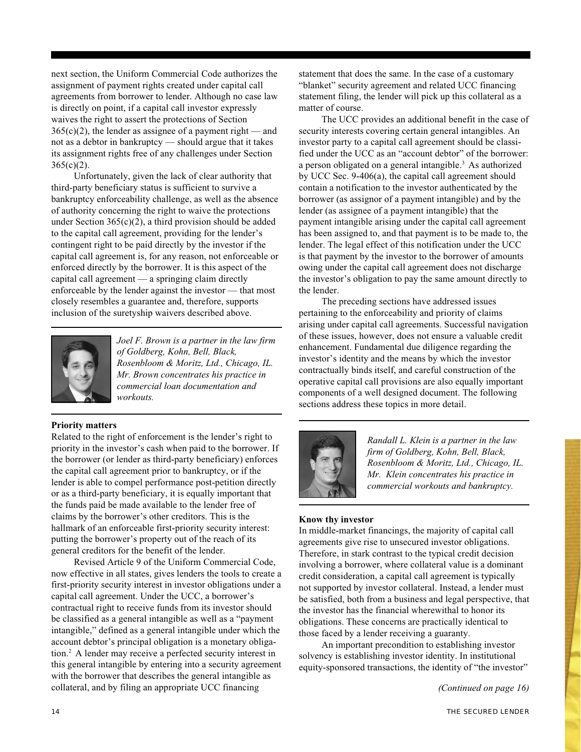next section, the Uniform Commercial Code authorizes the assignment of payment rights created under capital call agreements from borrower to lender. Although no case law is directly on point, if a capital call investor expressly waives the right to assert the protections of Section 365(c)(2), the lender as assignee of a payment right — and not as a debtor in bankruptcy — should argue that it takes its assignment rights free of any challenges under Section 365(c)(2).

Unfortunately, given the lack of clear authority that third-party beneficiary status is sufficient to survive a bankruptcy enforceability challenge, as well as the absence of authority concerning the right to waive the protections under Section 365(c)(2), a third provision should be added to the capital call agreement, providing for the lender's contingent right to be paid directly by the investor if the capital call agreement is, for any reason, not enforceable or enforced directly by the borrower. It is this aspect of the capital call agreement — a springing claim directly enforceable by the lender against the investor — that most closely resembles a guarantee and, therefore, supports inclusion of the suretyship waivers described above.

*Joel F. Brown is a partner in the law firm of Goldberg, Kohn, Bell, Black, Rosenbloom & Moritz, Ltd., Chicago, IL. Mr. Brown concentrates his practice in commercial loan documentation and workouts.*

**Priority matters**

Related to the right of enforcement is the lender's right to priority in the investor's cash when paid to the borrower. If the borrower (or lender as third-party beneficiary) enforces the capital call agreement prior to bankruptcy, or if the lender is able to compel performance post-petition directly or as a third-party beneficiary, it is equally important that the funds paid be made available to the lender free of claims by the borrower's other creditors. This is the hallmark of an enforceable first-priority security interest: putting the borrower's property out of the reach of its general creditors for the benefit of the lender.

Revised Article 9 of the Uniform Commercial Code, now effective in all states, gives lenders the tools to create a first-priority security interest in investor obligations under a capital call agreement. Under the UCC, a borrower's contractual right to receive funds from its investor should be classified as a general intangible as well as a "payment intangible," defined as a general intangible under which the account debtor's principal obligation is a monetary obligation.[2] A lender may receive a perfected security interest in this general intangible by entering into a security agreement with the borrower that describes the general intangible as collateral, and by filing an appropriate UCC financing statement that does the same. In the case of a customary "blanket" security agreement and related UCC financing statement filing, the lender will pick up this collateral as a matter of course.

The UCC provides an additional benefit in the case of security interests covering certain general intangibles. An investor party to a capital call agreement should be classified under the UCC as an "account debtor" of the borrower: a person obligated on a general intangible.[3] As authorized by UCC Sec. 9-406(a), the capital call agreement should contain a notification to the investor authenticated by the borrower (as assignor of a payment intangible) and by the lender (as assignee of a payment intangible) that the payment intangible arising under the capital call agreement has been assigned to, and that payment is to be made to, the lender. The legal effect of this notification under the UCC is that payment by the investor to the borrower of amounts owing under the capital call agreement does not discharge the investor's obligation to pay the same amount directly to the lender.

The preceding sections have addressed issues pertaining to the enforceability and priority of claims arising under capital call agreements. Successful navigation of these issues, however, does not ensure a valuable credit enhancement. Fundamental due diligence regarding the investor's identity and the means by which the investor contractually binds itself, and careful construction of the operative capital call provisions are also equally important components of a well designed document. The following sections address these topics in more detail.

*Randall L. Klein is a partner in the law firm of Goldberg, Kohn, Bell, Black, Rosenbloom & Moritz, Ltd., Chicago, IL. Mr. Klein concentrates his practice in commercial workouts and bankruptcy.*

**Know thy investor**

In middle-market financings, the majority of capital call agreements give rise to unsecured investor obligations. Therefore, in stark contrast to the typical credit decision involving a borrower, where collateral value is a dominant credit consideration, a capital call agreement is typically not supported by investor collateral. Instead, a lender must be satisfied, both from a business and legal perspective, that the investor has the financial wherewithal to honor its obligations. These concerns are practically identical to those faced by a lender receiving a guaranty.

An important precondition to establishing investor solvency is establishing investor identity. In institutional equity-sponsored transactions, the identity of "the investor"

*(Continued on page 16)*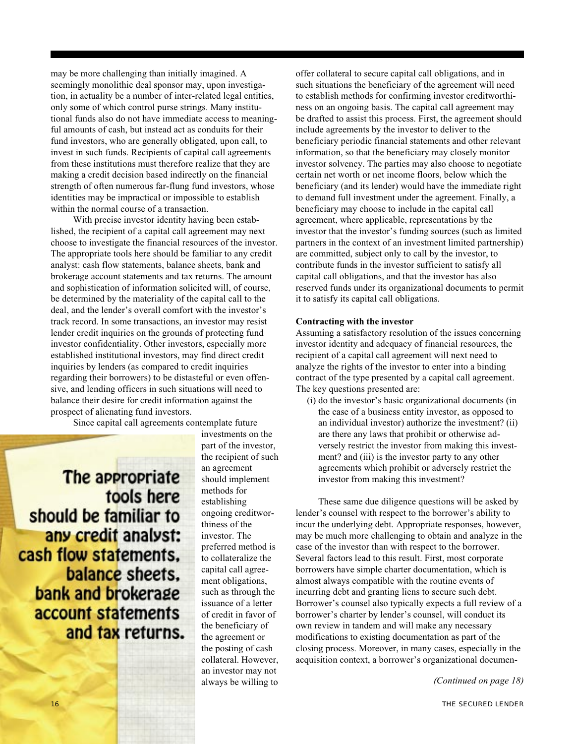may be more challenging than initially imagined. A seemingly monolithic deal sponsor may, upon investigation, in actuality be a number of inter-related legal entities, only some of which control purse strings. Many institutional funds also do not have immediate access to meaningful amounts of cash, but instead act as conduits for their fund investors, who are generally obligated, upon call, to invest in such funds. Recipients of capital call agreements from these institutions must therefore realize that they are making a credit decision based indirectly on the financial strength of often numerous far-flung fund investors, whose identities may be impractical or impossible to establish within the normal course of a transaction.

With precise investor identity having been established, the recipient of a capital call agreement may next choose to investigate the financial resources of the investor. The appropriate tools here should be familiar to any credit analyst: cash flow statements, balance sheets, bank and brokerage account statements and tax returns. The amount and sophistication of information solicited will, of course, be determined by the materiality of the capital call to the deal, and the lender's overall comfort with the investor's track record. In some transactions, an investor may resist lender credit inquiries on the grounds of protecting fund investor confidentiality. Other investors, especially more established institutional investors, may find direct credit inquiries by lenders (as compared to credit inquiries regarding their borrowers) to be distasteful or even offensive, and lending officers in such situations will need to balance their desire for credit information against the prospect of alienating fund investors.

**The appropriate tools here should be familiar to any credit analyst: cash flow statements, balance sheets, bank and brokerage account statements and tax returns.**

Since capital call agreements contemplate future investments on the part of the investor, the recipient of such an agreement should implement methods for establishing ongoing creditworthiness of the investor. The preferred method is to collateralize the capital call agreement obligations, such as through the issuance of a letter of credit in favor of the beneficiary of the agreement or the posting of cash collateral. However, an investor may not always be willing to offer collateral to secure capital call obligations, and in such situations the beneficiary of the agreement will need to establish methods for confirming investor creditworthiness on an ongoing basis. The capital call agreement may be drafted to assist this process. First, the agreement should include agreements by the investor to deliver to the beneficiary periodic financial statements and other relevant information, so that the beneficiary may closely monitor investor solvency. The parties may also choose to negotiate certain net worth or net income floors, below which the beneficiary (and its lender) would have the immediate right to demand full investment under the agreement. Finally, a beneficiary may choose to include in the capital call agreement, where applicable, representations by the investor that the investor's funding sources (such as limited partners in the context of an investment limited partnership) are committed, subject only to call by the investor, to contribute funds in the investor sufficient to satisfy all capital call obligations, and that the investor has also reserved funds under its organizational documents to permit it to satisfy its capital call obligations.

**Contracting with the investor**

Assuming a satisfactory resolution of the issues concerning investor identity and adequacy of financial resources, the recipient of a capital call agreement will next need to analyze the rights of the investor to enter into a binding contract of the type presented by a capital call agreement. The key questions presented are:

(i) do the investor's basic organizational documents (in the case of a business entity investor, as opposed to an individual investor) authorize the investment? (ii) are there any laws that prohibit or otherwise adversely restrict the investor from making this investment? and (iii) is the investor party to any other agreements which prohibit or adversely restrict the investor from making this investment?

These same due diligence questions will be asked by lender's counsel with respect to the borrower's ability to incur the underlying debt. Appropriate responses, however, may be much more challenging to obtain and analyze in the case of the investor than with respect to the borrower. Several factors lead to this result. First, most corporate borrowers have simple charter documentation, which is almost always compatible with the routine events of incurring debt and granting liens to secure such debt. Borrower's counsel also typically expects a full review of a borrower's charter by lender's counsel, will conduct its own review in tandem and will make any necessary modifications to existing documentation as part of the closing process. Moreover, in many cases, especially in the acquisition context, a borrower's organizational documen-

*(Continued on page 18)*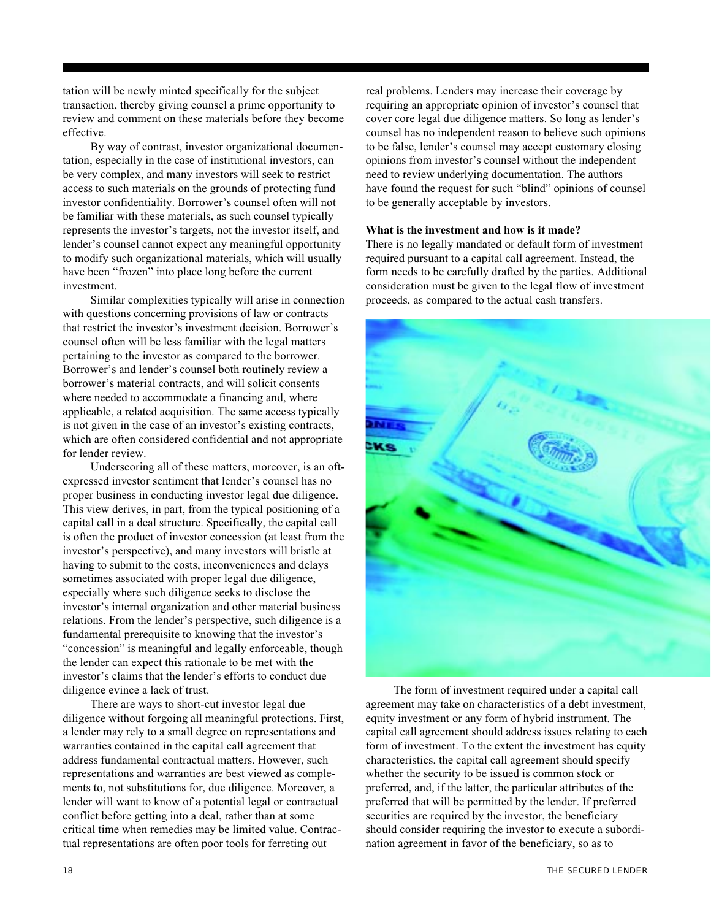tation will be newly minted specifically for the subject transaction, thereby giving counsel a prime opportunity to review and comment on these materials before they become effective.

By way of contrast, investor organizational documentation, especially in the case of institutional investors, can be very complex, and many investors will seek to restrict access to such materials on the grounds of protecting fund investor confidentiality. Borrower's counsel often will not be familiar with these materials, as such counsel typically represents the investor's targets, not the investor itself, and lender's counsel cannot expect any meaningful opportunity to modify such organizational materials, which will usually have been "frozen" into place long before the current investment.

Similar complexities typically will arise in connection with questions concerning provisions of law or contracts that restrict the investor's investment decision. Borrower's counsel often will be less familiar with the legal matters pertaining to the investor as compared to the borrower. Borrower's and lender's counsel both routinely review a borrower's material contracts, and will solicit consents where needed to accommodate a financing and, where applicable, a related acquisition. The same access typically is not given in the case of an investor's existing contracts, which are often considered confidential and not appropriate for lender review.

Underscoring all of these matters, moreover, is an oft-expressed investor sentiment that lender's counsel has no proper business in conducting investor legal due diligence. This view derives, in part, from the typical positioning of a capital call in a deal structure. Specifically, the capital call is often the product of investor concession (at least from the investor's perspective), and many investors will bristle at having to submit to the costs, inconveniences and delays sometimes associated with proper legal due diligence, especially where such diligence seeks to disclose the investor's internal organization and other material business relations. From the lender's perspective, such diligence is a fundamental prerequisite to knowing that the investor's "concession" is meaningful and legally enforceable, though the lender can expect this rationale to be met with the investor's claims that the lender's efforts to conduct due diligence evince a lack of trust.

There are ways to short-cut investor legal due diligence without forgoing all meaningful protections. First, a lender may rely to a small degree on representations and warranties contained in the capital call agreement that address fundamental contractual matters. However, such representations and warranties are best viewed as complements to, not substitutions for, due diligence. Moreover, a lender will want to know of a potential legal or contractual conflict before getting into a deal, rather than at some critical time when remedies may be limited value. Contractual representations are often poor tools for ferreting out real problems. Lenders may increase their coverage by requiring an appropriate opinion of investor's counsel that cover core legal due diligence matters. So long as lender's counsel has no independent reason to believe such opinions to be false, lender's counsel may accept customary closing opinions from investor's counsel without the independent need to review underlying documentation. The authors have found the request for such "blind" opinions of counsel to be generally acceptable by investors.

**What is the investment and how is it made?**

There is no legally mandated or default form of investment required pursuant to a capital call agreement. Instead, the form needs to be carefully drafted by the parties. Additional consideration must be given to the legal flow of investment proceeds, as compared to the actual cash transfers.

The form of investment required under a capital call agreement may take on characteristics of a debt investment, equity investment or any form of hybrid instrument. The capital call agreement should address issues relating to each form of investment. To the extent the investment has equity characteristics, the capital call agreement should specify whether the security to be issued is common stock or preferred, and, if the latter, the particular attributes of the preferred that will be permitted by the lender. If preferred securities are required by the investor, the beneficiary should consider requiring the investor to execute a subordination agreement in favor of the beneficiary, so as to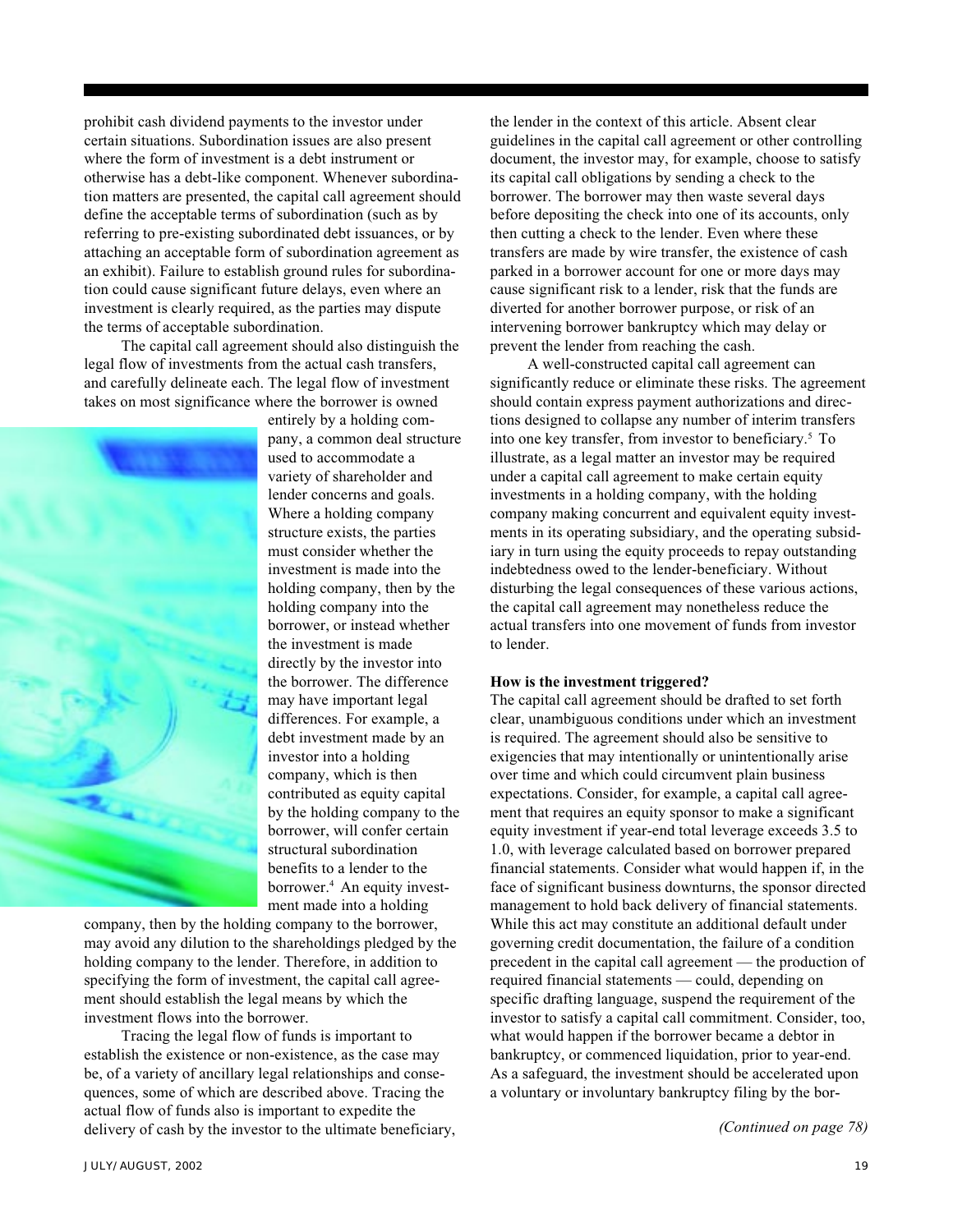prohibit cash dividend payments to the investor under certain situations. Subordination issues are also present where the form of investment is a debt instrument or otherwise has a debt-like component. Whenever subordination matters are presented, the capital call agreement should define the acceptable terms of subordination (such as by referring to pre-existing subordinated debt issuances, or by attaching an acceptable form of subordination agreement as an exhibit). Failure to establish ground rules for subordination could cause significant future delays, even where an investment is clearly required, as the parties may dispute the terms of acceptable subordination.

The capital call agreement should also distinguish the legal flow of investments from the actual cash transfers, and carefully delineate each. The legal flow of investment takes on most significance where the borrower is owned entirely by a holding company, a common deal structure used to accommodate a variety of shareholder and lender concerns and goals. Where a holding company structure exists, the parties must consider whether the investment is made into the holding company, then by the holding company into the borrower, or instead whether the investment is made directly by the investor into the borrower. The difference may have important legal differences. For example, a debt investment made by an investor into a holding company, which is then contributed as equity capital by the holding company to the borrower, will confer certain structural subordination benefits to a lender to the borrower.[4] An equity investment made into a holding company, then by the holding company to the borrower, may avoid any dilution to the shareholdings pledged by the holding company to the lender. Therefore, in addition to specifying the form of investment, the capital call agreement should establish the legal means by which the investment flows into the borrower.

Tracing the legal flow of funds is important to establish the existence or non-existence, as the case may be, of a variety of ancillary legal relationships and consequences, some of which are described above. Tracing the actual flow of funds also is important to expedite the delivery of cash by the investor to the ultimate beneficiary, the lender in the context of this article. Absent clear guidelines in the capital call agreement or other controlling document, the investor may, for example, choose to satisfy its capital call obligations by sending a check to the borrower. The borrower may then waste several days before depositing the check into one of its accounts, only then cutting a check to the lender. Even where these transfers are made by wire transfer, the existence of cash parked in a borrower account for one or more days may cause significant risk to a lender, risk that the funds are diverted for another borrower purpose, or risk of an intervening borrower bankruptcy which may delay or prevent the lender from reaching the cash.

A well-constructed capital call agreement can significantly reduce or eliminate these risks. The agreement should contain express payment authorizations and directions designed to collapse any number of interim transfers into one key transfer, from investor to beneficiary.[5] To illustrate, as a legal matter an investor may be required under a capital call agreement to make certain equity investments in a holding company, with the holding company making concurrent and equivalent equity investments in its operating subsidiary, and the operating subsidiary in turn using the equity proceeds to repay outstanding indebtedness owed to the lender-beneficiary. Without disturbing the legal consequences of these various actions, the capital call agreement may nonetheless reduce the actual transfers into one movement of funds from investor to lender.

**How is the investment triggered?**

The capital call agreement should be drafted to set forth clear, unambiguous conditions under which an investment is required. The agreement should also be sensitive to exigencies that may intentionally or unintentionally arise over time and which could circumvent plain business expectations. Consider, for example, a capital call agreement that requires an equity sponsor to make a significant equity investment if year-end total leverage exceeds 3.5 to 1.0, with leverage calculated based on borrower prepared financial statements. Consider what would happen if, in the face of significant business downturns, the sponsor directed management to hold back delivery of financial statements. While this act may constitute an additional default under governing credit documentation, the failure of a condition precedent in the capital call agreement — the production of required financial statements — could, depending on specific drafting language, suspend the requirement of the investor to satisfy a capital call commitment. Consider, too, what would happen if the borrower became a debtor in bankruptcy, or commenced liquidation, prior to year-end. As a safeguard, the investment should be accelerated upon a voluntary or involuntary bankruptcy filing by the bor-

*(Continued on page 78)*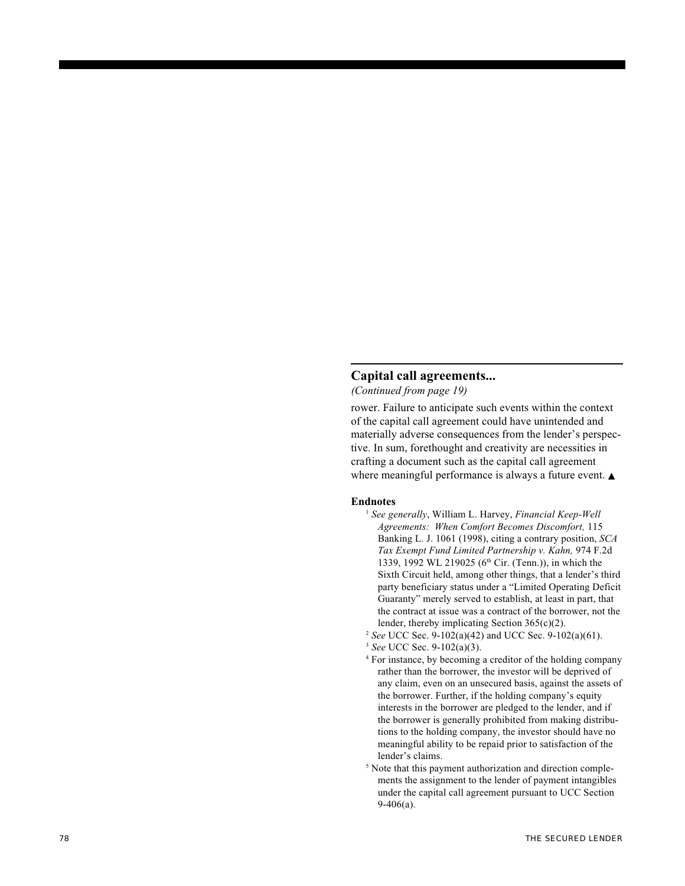## Capital call agreements...

*(Continued from page 19)*

rower. Failure to anticipate such events within the context of the capital call agreement could have unintended and materially adverse consequences from the lender's perspective. In sum, forethought and creativity are necessities in crafting a document such as the capital call agreement where meaningful performance is always a future event. ▲

**Endnotes**

[1] *See generally*, William L. Harvey, *Financial Keep-Well Agreements: When Comfort Becomes Discomfort,* 115 Banking L. J. 1061 (1998), citing a contrary position, *SCA Tax Exempt Fund Limited Partnership v. Kahn,* 974 F.2d 1339, 1992 WL 219025 (6th Cir. (Tenn.)), in which the Sixth Circuit held, among other things, that a lender's third party beneficiary status under a "Limited Operating Deficit Guaranty" merely served to establish, at least in part, that the contract at issue was a contract of the borrower, not the lender, thereby implicating Section 365(c)(2).

[2] *See* UCC Sec. 9-102(a)(42) and UCC Sec. 9-102(a)(61).

[3] *See* UCC Sec. 9-102(a)(3).

[4] For instance, by becoming a creditor of the holding company rather than the borrower, the investor will be deprived of any claim, even on an unsecured basis, against the assets of the borrower. Further, if the holding company's equity interests in the borrower are pledged to the lender, and if the borrower is generally prohibited from making distributions to the holding company, the investor should have no meaningful ability to be repaid prior to satisfaction of the lender's claims.

[5] Note that this payment authorization and direction complements the assignment to the lender of payment intangibles under the capital call agreement pursuant to UCC Section 9-406(a).